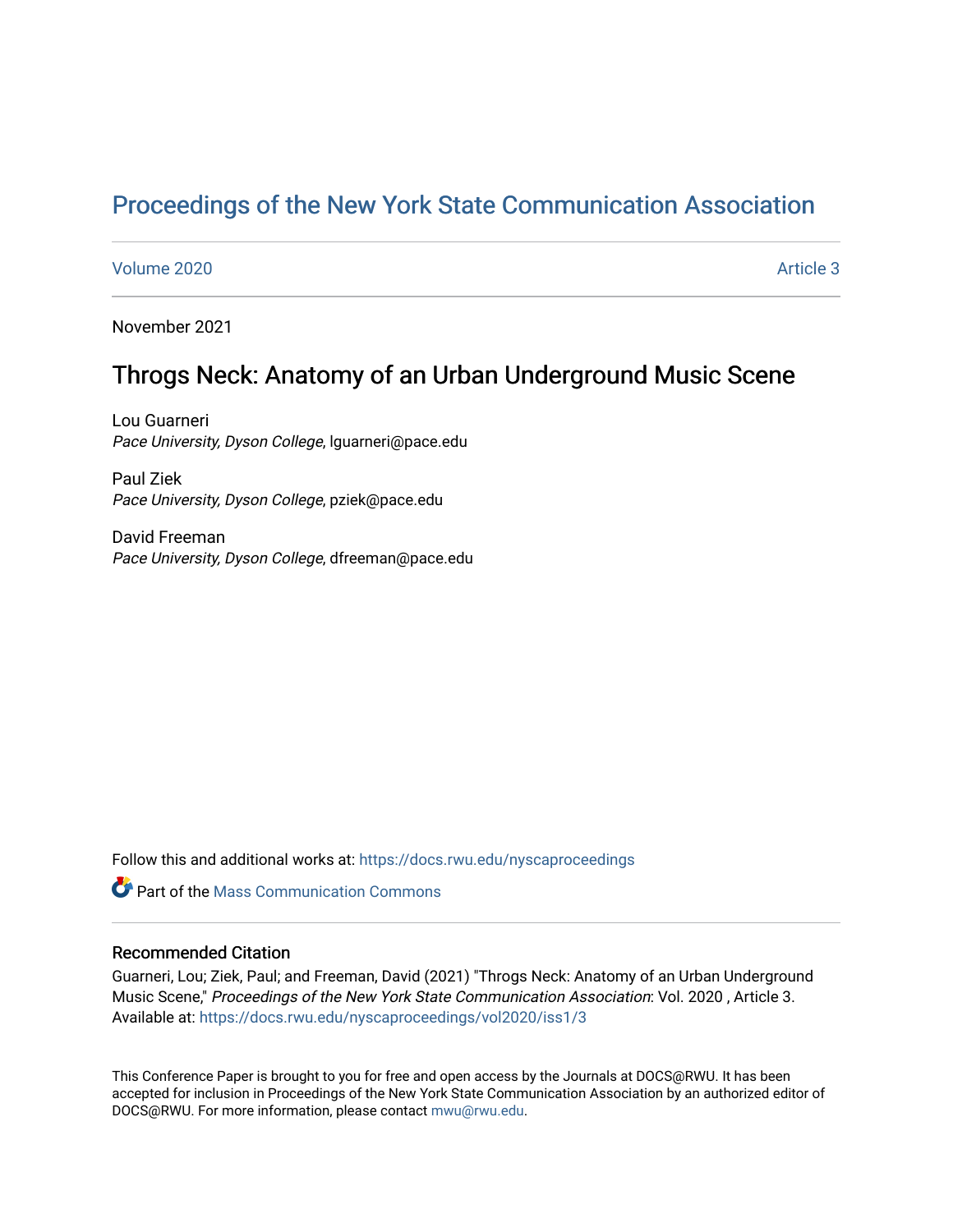# Proceedings of the New York State Communication Association

Volume 2020 | Article 3

November 2021

## Throgs Neck: Anatomy of an Urban Underground Music Scene

Lou Guarneri
*Pace University, Dyson College*, lguarneri@pace.edu

Paul Ziek
*Pace University, Dyson College*, pziek@pace.edu

David Freeman
*Pace University, Dyson College*, dfreeman@pace.edu

Follow this and additional works at: https://docs.rwu.edu/nyscaproceedings

Part of the Mass Communication Commons

### Recommended Citation

Guarneri, Lou; Ziek, Paul; and Freeman, David (2021) "Throgs Neck: Anatomy of an Urban Underground Music Scene," *Proceedings of the New York State Communication Association*: Vol. 2020 , Article 3.
Available at: https://docs.rwu.edu/nyscaproceedings/vol2020/iss1/3

This Conference Paper is brought to you for free and open access by the Journals at DOCS@RWU. It has been accepted for inclusion in Proceedings of the New York State Communication Association by an authorized editor of DOCS@RWU. For more information, please contact mwu@rwu.edu.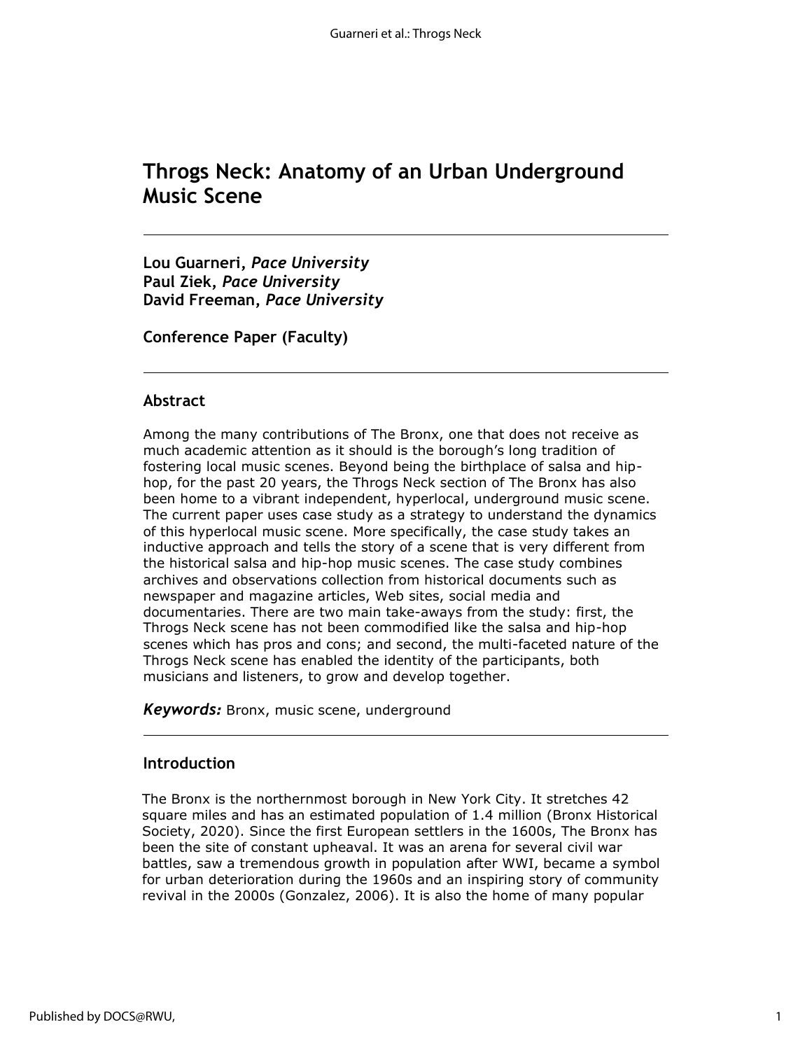# Throgs Neck: Anatomy of an Urban Underground Music Scene

**Lou Guarneri,** ***Pace University***
**Paul Ziek,** ***Pace University***
**David Freeman,** ***Pace University***

**Conference Paper (Faculty)**

## Abstract

Among the many contributions of The Bronx, one that does not receive as much academic attention as it should is the borough's long tradition of fostering local music scenes. Beyond being the birthplace of salsa and hip-hop, for the past 20 years, the Throgs Neck section of The Bronx has also been home to a vibrant independent, hyperlocal, underground music scene. The current paper uses case study as a strategy to understand the dynamics of this hyperlocal music scene. More specifically, the case study takes an inductive approach and tells the story of a scene that is very different from the historical salsa and hip-hop music scenes. The case study combines archives and observations collection from historical documents such as newspaper and magazine articles, Web sites, social media and documentaries. There are two main take-aways from the study: first, the Throgs Neck scene has not been commodified like the salsa and hip-hop scenes which has pros and cons; and second, the multi-faceted nature of the Throgs Neck scene has enabled the identity of the participants, both musicians and listeners, to grow and develop together.

***Keywords:*** Bronx, music scene, underground

## Introduction

The Bronx is the northernmost borough in New York City. It stretches 42 square miles and has an estimated population of 1.4 million (Bronx Historical Society, 2020). Since the first European settlers in the 1600s, The Bronx has been the site of constant upheaval. It was an arena for several civil war battles, saw a tremendous growth in population after WWI, became a symbol for urban deterioration during the 1960s and an inspiring story of community revival in the 2000s (Gonzalez, 2006). It is also the home of many popular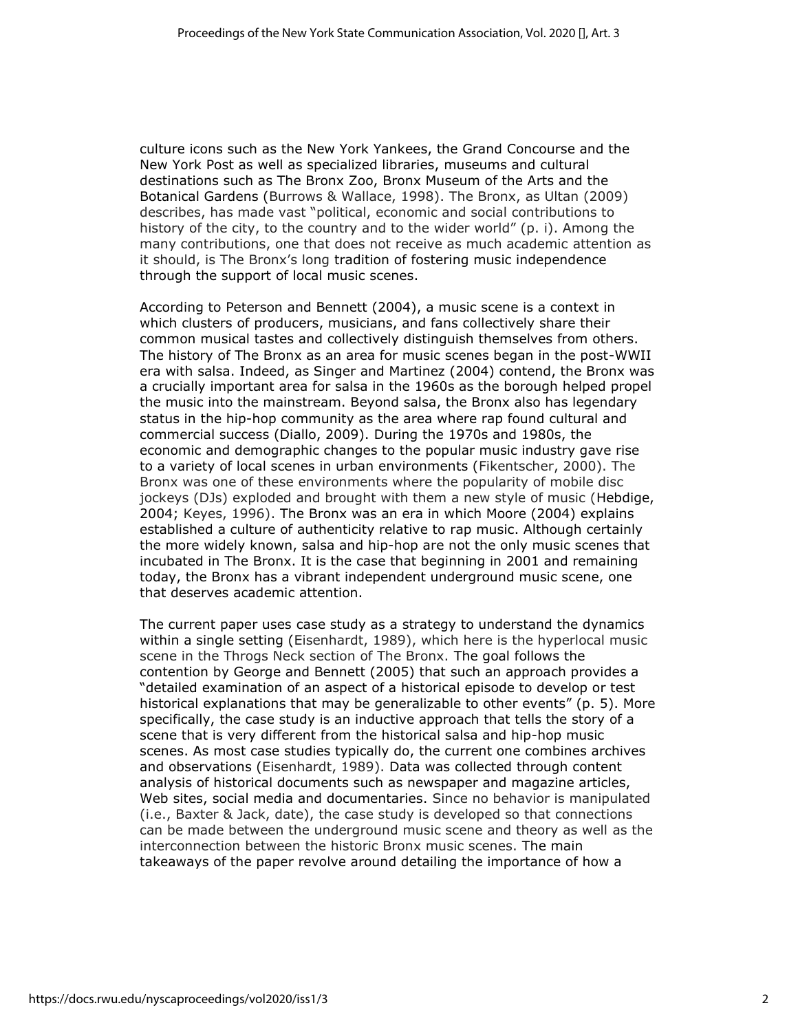culture icons such as the New York Yankees, the Grand Concourse and the New York Post as well as specialized libraries, museums and cultural destinations such as The Bronx Zoo, Bronx Museum of the Arts and the Botanical Gardens (Burrows & Wallace, 1998). The Bronx, as Ultan (2009) describes, has made vast "political, economic and social contributions to history of the city, to the country and to the wider world" (p. i). Among the many contributions, one that does not receive as much academic attention as it should, is The Bronx's long tradition of fostering music independence through the support of local music scenes.

According to Peterson and Bennett (2004), a music scene is a context in which clusters of producers, musicians, and fans collectively share their common musical tastes and collectively distinguish themselves from others. The history of The Bronx as an area for music scenes began in the post-WWII era with salsa. Indeed, as Singer and Martinez (2004) contend, the Bronx was a crucially important area for salsa in the 1960s as the borough helped propel the music into the mainstream. Beyond salsa, the Bronx also has legendary status in the hip-hop community as the area where rap found cultural and commercial success (Diallo, 2009). During the 1970s and 1980s, the economic and demographic changes to the popular music industry gave rise to a variety of local scenes in urban environments (Fikentscher, 2000). The Bronx was one of these environments where the popularity of mobile disc jockeys (DJs) exploded and brought with them a new style of music (Hebdige, 2004; Keyes, 1996). The Bronx was an era in which Moore (2004) explains established a culture of authenticity relative to rap music. Although certainly the more widely known, salsa and hip-hop are not the only music scenes that incubated in The Bronx. It is the case that beginning in 2001 and remaining today, the Bronx has a vibrant independent underground music scene, one that deserves academic attention.

The current paper uses case study as a strategy to understand the dynamics within a single setting (Eisenhardt, 1989), which here is the hyperlocal music scene in the Throgs Neck section of The Bronx. The goal follows the contention by George and Bennett (2005) that such an approach provides a "detailed examination of an aspect of a historical episode to develop or test historical explanations that may be generalizable to other events" (p. 5). More specifically, the case study is an inductive approach that tells the story of a scene that is very different from the historical salsa and hip-hop music scenes. As most case studies typically do, the current one combines archives and observations (Eisenhardt, 1989). Data was collected through content analysis of historical documents such as newspaper and magazine articles, Web sites, social media and documentaries. Since no behavior is manipulated (i.e., Baxter & Jack, date), the case study is developed so that connections can be made between the underground music scene and theory as well as the interconnection between the historic Bronx music scenes. The main takeaways of the paper revolve around detailing the importance of how a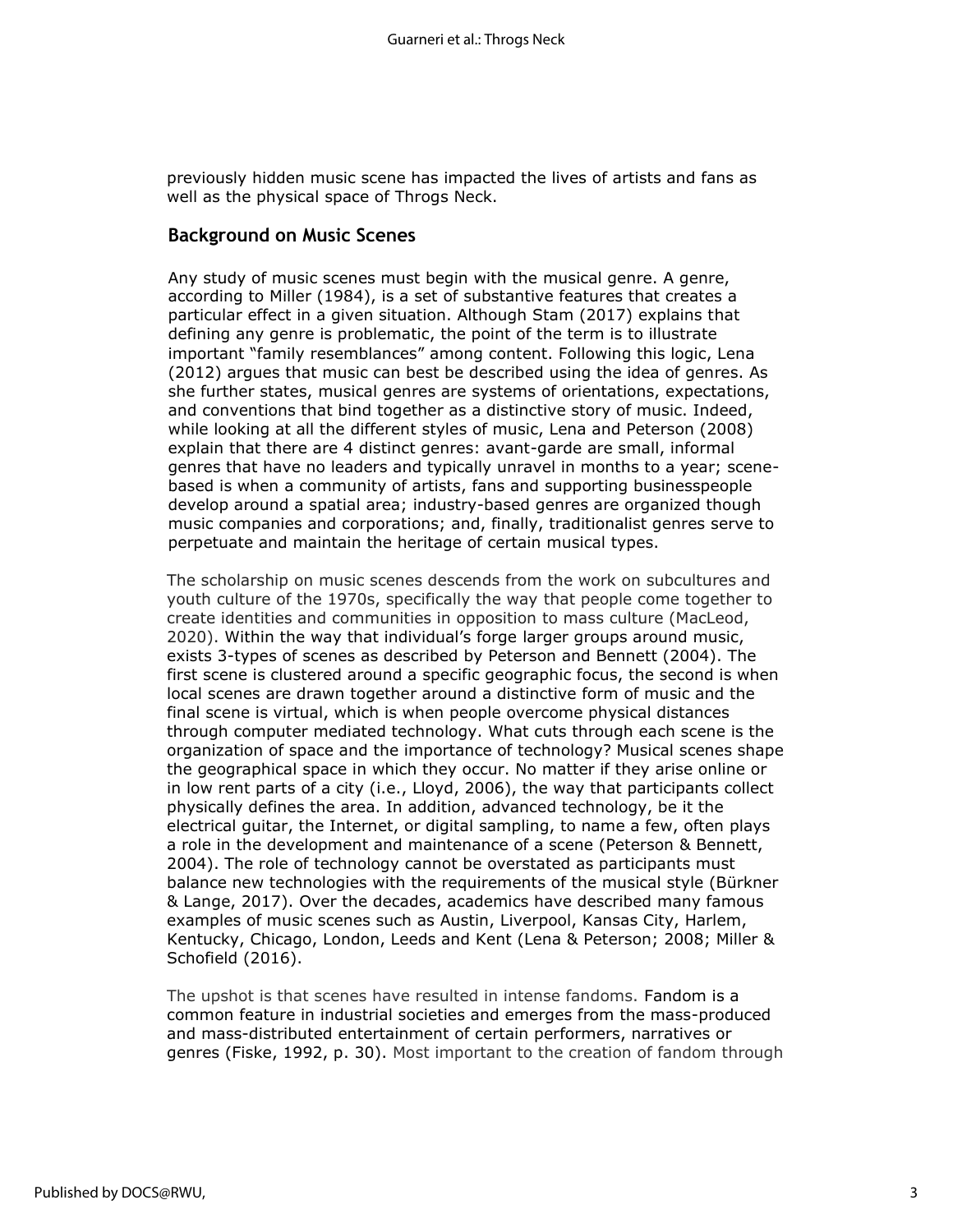previously hidden music scene has impacted the lives of artists and fans as well as the physical space of Throgs Neck.

## Background on Music Scenes

Any study of music scenes must begin with the musical genre. A genre, according to Miller (1984), is a set of substantive features that creates a particular effect in a given situation. Although Stam (2017) explains that defining any genre is problematic, the point of the term is to illustrate important "family resemblances" among content. Following this logic, Lena (2012) argues that music can best be described using the idea of genres. As she further states, musical genres are systems of orientations, expectations, and conventions that bind together as a distinctive story of music. Indeed, while looking at all the different styles of music, Lena and Peterson (2008) explain that there are 4 distinct genres: avant-garde are small, informal genres that have no leaders and typically unravel in months to a year; scene-based is when a community of artists, fans and supporting businesspeople develop around a spatial area; industry-based genres are organized though music companies and corporations; and, finally, traditionalist genres serve to perpetuate and maintain the heritage of certain musical types.

The scholarship on music scenes descends from the work on subcultures and youth culture of the 1970s, specifically the way that people come together to create identities and communities in opposition to mass culture (MacLeod, 2020). Within the way that individual's forge larger groups around music, exists 3-types of scenes as described by Peterson and Bennett (2004). The first scene is clustered around a specific geographic focus, the second is when local scenes are drawn together around a distinctive form of music and the final scene is virtual, which is when people overcome physical distances through computer mediated technology. What cuts through each scene is the organization of space and the importance of technology? Musical scenes shape the geographical space in which they occur. No matter if they arise online or in low rent parts of a city (i.e., Lloyd, 2006), the way that participants collect physically defines the area. In addition, advanced technology, be it the electrical guitar, the Internet, or digital sampling, to name a few, often plays a role in the development and maintenance of a scene (Peterson & Bennett, 2004). The role of technology cannot be overstated as participants must balance new technologies with the requirements of the musical style (Bürkner & Lange, 2017). Over the decades, academics have described many famous examples of music scenes such as Austin, Liverpool, Kansas City, Harlem, Kentucky, Chicago, London, Leeds and Kent (Lena & Peterson; 2008; Miller & Schofield (2016).

The upshot is that scenes have resulted in intense fandoms. Fandom is a common feature in industrial societies and emerges from the mass-produced and mass-distributed entertainment of certain performers, narratives or genres (Fiske, 1992, p. 30). Most important to the creation of fandom through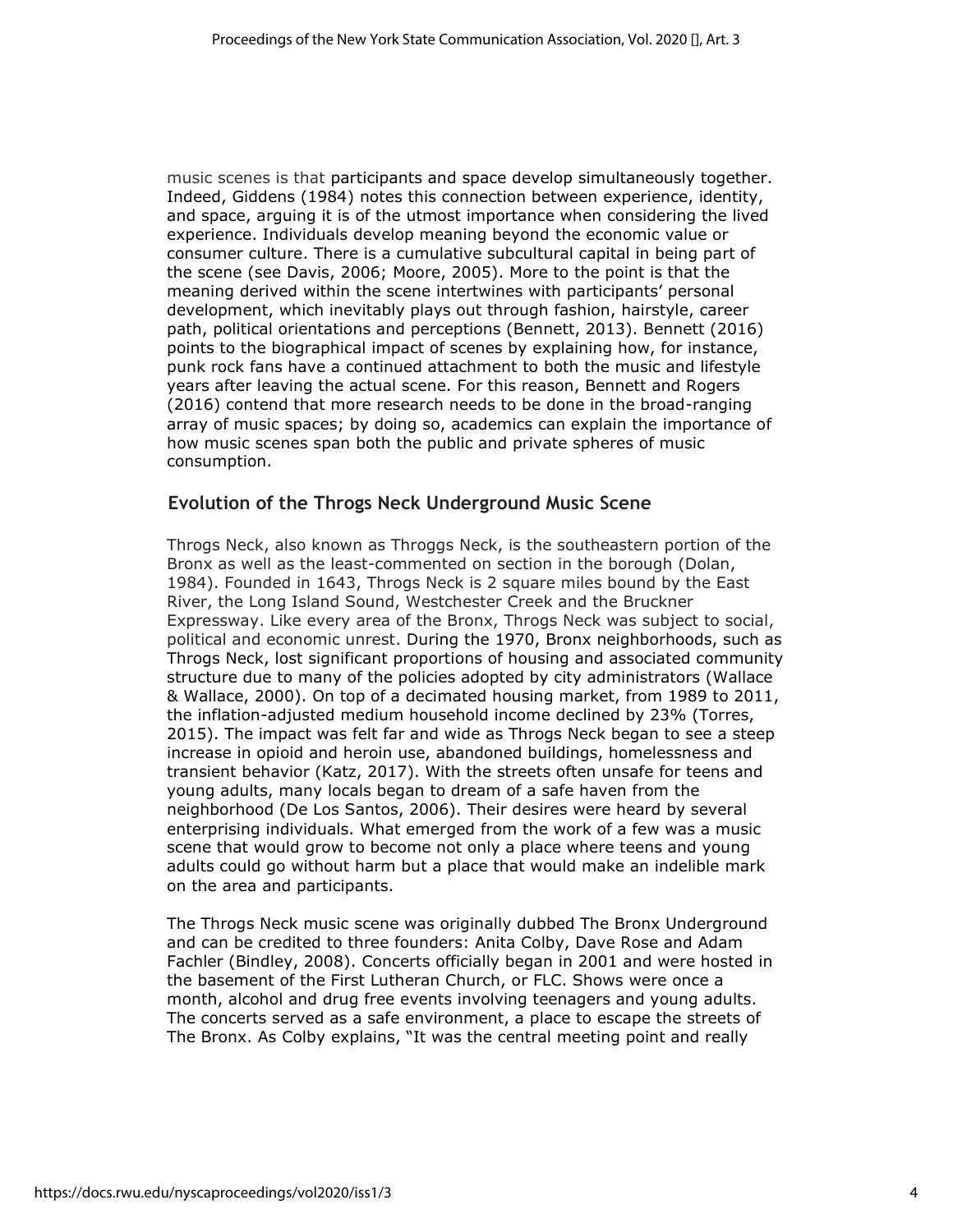music scenes is that participants and space develop simultaneously together. Indeed, Giddens (1984) notes this connection between experience, identity, and space, arguing it is of the utmost importance when considering the lived experience. Individuals develop meaning beyond the economic value or consumer culture. There is a cumulative subcultural capital in being part of the scene (see Davis, 2006; Moore, 2005). More to the point is that the meaning derived within the scene intertwines with participants' personal development, which inevitably plays out through fashion, hairstyle, career path, political orientations and perceptions (Bennett, 2013). Bennett (2016) points to the biographical impact of scenes by explaining how, for instance, punk rock fans have a continued attachment to both the music and lifestyle years after leaving the actual scene. For this reason, Bennett and Rogers (2016) contend that more research needs to be done in the broad-ranging array of music spaces; by doing so, academics can explain the importance of how music scenes span both the public and private spheres of music consumption.

## Evolution of the Throgs Neck Underground Music Scene

Throgs Neck, also known as Throggs Neck, is the southeastern portion of the Bronx as well as the least-commented on section in the borough (Dolan, 1984). Founded in 1643, Throgs Neck is 2 square miles bound by the East River, the Long Island Sound, Westchester Creek and the Bruckner Expressway. Like every area of the Bronx, Throgs Neck was subject to social, political and economic unrest. During the 1970, Bronx neighborhoods, such as Throgs Neck, lost significant proportions of housing and associated community structure due to many of the policies adopted by city administrators (Wallace & Wallace, 2000). On top of a decimated housing market, from 1989 to 2011, the inflation-adjusted medium household income declined by 23% (Torres, 2015). The impact was felt far and wide as Throgs Neck began to see a steep increase in opioid and heroin use, abandoned buildings, homelessness and transient behavior (Katz, 2017). With the streets often unsafe for teens and young adults, many locals began to dream of a safe haven from the neighborhood (De Los Santos, 2006). Their desires were heard by several enterprising individuals. What emerged from the work of a few was a music scene that would grow to become not only a place where teens and young adults could go without harm but a place that would make an indelible mark on the area and participants.

The Throgs Neck music scene was originally dubbed The Bronx Underground and can be credited to three founders: Anita Colby, Dave Rose and Adam Fachler (Bindley, 2008). Concerts officially began in 2001 and were hosted in the basement of the First Lutheran Church, or FLC. Shows were once a month, alcohol and drug free events involving teenagers and young adults. The concerts served as a safe environment, a place to escape the streets of The Bronx. As Colby explains, "It was the central meeting point and really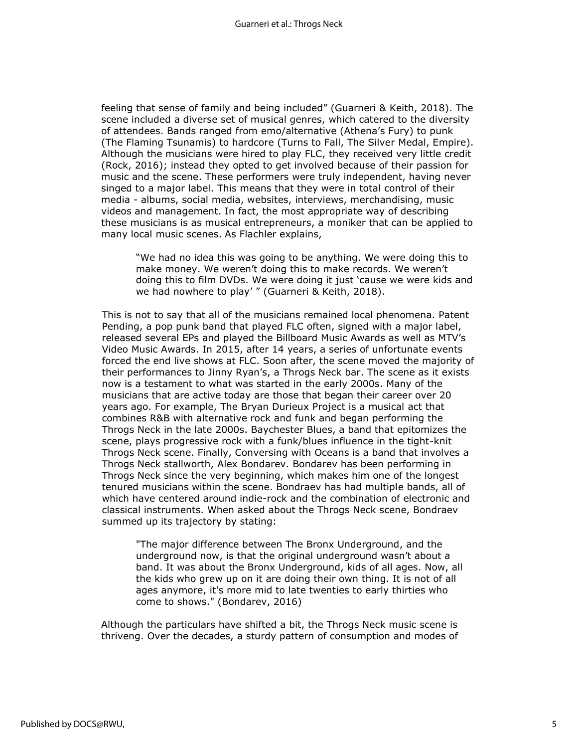feeling that sense of family and being included" (Guarneri & Keith, 2018). The scene included a diverse set of musical genres, which catered to the diversity of attendees. Bands ranged from emo/alternative (Athena's Fury) to punk (The Flaming Tsunamis) to hardcore (Turns to Fall, The Silver Medal, Empire). Although the musicians were hired to play FLC, they received very little credit (Rock, 2016); instead they opted to get involved because of their passion for music and the scene. These performers were truly independent, having never singed to a major label. This means that they were in total control of their media - albums, social media, websites, interviews, merchandising, music videos and management. In fact, the most appropriate way of describing these musicians is as musical entrepreneurs, a moniker that can be applied to many local music scenes. As Flachler explains,

> "We had no idea this was going to be anything. We were doing this to make money. We weren't doing this to make records. We weren't doing this to film DVDs. We were doing it just 'cause we were kids and we had nowhere to play' " (Guarneri & Keith, 2018).

This is not to say that all of the musicians remained local phenomena. Patent Pending, a pop punk band that played FLC often, signed with a major label, released several EPs and played the Billboard Music Awards as well as MTV's Video Music Awards. In 2015, after 14 years, a series of unfortunate events forced the end live shows at FLC. Soon after, the scene moved the majority of their performances to Jinny Ryan's, a Throgs Neck bar. The scene as it exists now is a testament to what was started in the early 2000s. Many of the musicians that are active today are those that began their career over 20 years ago. For example, The Bryan Durieux Project is a musical act that combines R&B with alternative rock and funk and began performing the Throgs Neck in the late 2000s. Baychester Blues, a band that epitomizes the scene, plays progressive rock with a funk/blues influence in the tight-knit Throgs Neck scene. Finally, Conversing with Oceans is a band that involves a Throgs Neck stallworth, Alex Bondarev. Bondarev has been performing in Throgs Neck since the very beginning, which makes him one of the longest tenured musicians within the scene. Bondraev has had multiple bands, all of which have centered around indie-rock and the combination of electronic and classical instruments. When asked about the Throgs Neck scene, Bondraev summed up its trajectory by stating:

> "The major difference between The Bronx Underground, and the underground now, is that the original underground wasn't about a band. It was about the Bronx Underground, kids of all ages. Now, all the kids who grew up on it are doing their own thing. It is not of all ages anymore, it's more mid to late twenties to early thirties who come to shows." (Bondarev, 2016)

Although the particulars have shifted a bit, the Throgs Neck music scene is thriveng. Over the decades, a sturdy pattern of consumption and modes of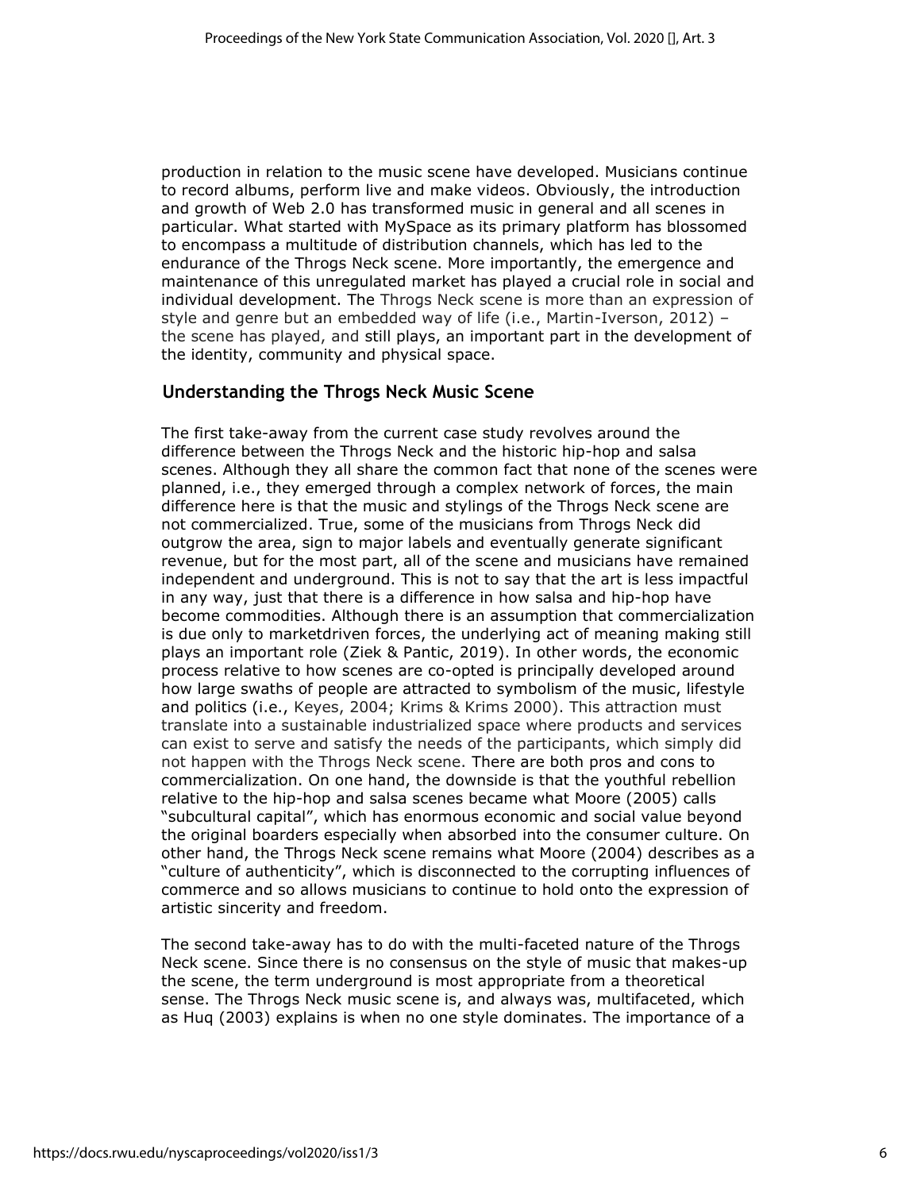production in relation to the music scene have developed. Musicians continue to record albums, perform live and make videos. Obviously, the introduction and growth of Web 2.0 has transformed music in general and all scenes in particular. What started with MySpace as its primary platform has blossomed to encompass a multitude of distribution channels, which has led to the endurance of the Throgs Neck scene. More importantly, the emergence and maintenance of this unregulated market has played a crucial role in social and individual development. The Throgs Neck scene is more than an expression of style and genre but an embedded way of life (i.e., Martin-Iverson, 2012) – the scene has played, and still plays, an important part in the development of the identity, community and physical space.

## Understanding the Throgs Neck Music Scene

The first take-away from the current case study revolves around the difference between the Throgs Neck and the historic hip-hop and salsa scenes. Although they all share the common fact that none of the scenes were planned, i.e., they emerged through a complex network of forces, the main difference here is that the music and stylings of the Throgs Neck scene are not commercialized. True, some of the musicians from Throgs Neck did outgrow the area, sign to major labels and eventually generate significant revenue, but for the most part, all of the scene and musicians have remained independent and underground. This is not to say that the art is less impactful in any way, just that there is a difference in how salsa and hip-hop have become commodities. Although there is an assumption that commercialization is due only to marketdriven forces, the underlying act of meaning making still plays an important role (Ziek & Pantic, 2019). In other words, the economic process relative to how scenes are co-opted is principally developed around how large swaths of people are attracted to symbolism of the music, lifestyle and politics (i.e., Keyes, 2004; Krims & Krims 2000). This attraction must translate into a sustainable industrialized space where products and services can exist to serve and satisfy the needs of the participants, which simply did not happen with the Throgs Neck scene. There are both pros and cons to commercialization. On one hand, the downside is that the youthful rebellion relative to the hip-hop and salsa scenes became what Moore (2005) calls "subcultural capital", which has enormous economic and social value beyond the original boarders especially when absorbed into the consumer culture. On other hand, the Throgs Neck scene remains what Moore (2004) describes as a "culture of authenticity", which is disconnected to the corrupting influences of commerce and so allows musicians to continue to hold onto the expression of artistic sincerity and freedom.

The second take-away has to do with the multi-faceted nature of the Throgs Neck scene. Since there is no consensus on the style of music that makes-up the scene, the term underground is most appropriate from a theoretical sense. The Throgs Neck music scene is, and always was, multifaceted, which as Huq (2003) explains is when no one style dominates. The importance of a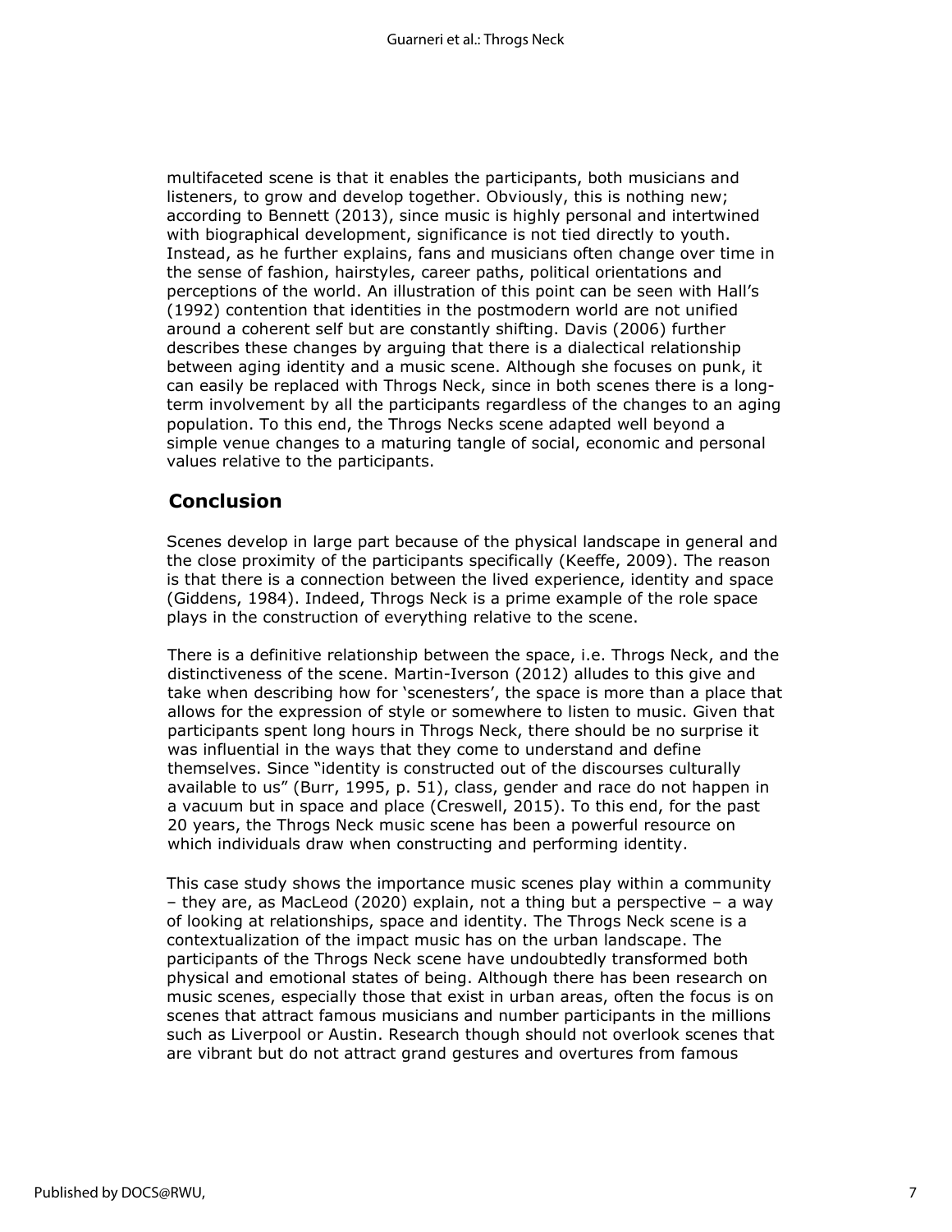multifaceted scene is that it enables the participants, both musicians and listeners, to grow and develop together. Obviously, this is nothing new; according to Bennett (2013), since music is highly personal and intertwined with biographical development, significance is not tied directly to youth. Instead, as he further explains, fans and musicians often change over time in the sense of fashion, hairstyles, career paths, political orientations and perceptions of the world. An illustration of this point can be seen with Hall's (1992) contention that identities in the postmodern world are not unified around a coherent self but are constantly shifting. Davis (2006) further describes these changes by arguing that there is a dialectical relationship between aging identity and a music scene. Although she focuses on punk, it can easily be replaced with Throgs Neck, since in both scenes there is a long-term involvement by all the participants regardless of the changes to an aging population. To this end, the Throgs Necks scene adapted well beyond a simple venue changes to a maturing tangle of social, economic and personal values relative to the participants.

## Conclusion

Scenes develop in large part because of the physical landscape in general and the close proximity of the participants specifically (Keeffe, 2009). The reason is that there is a connection between the lived experience, identity and space (Giddens, 1984). Indeed, Throgs Neck is a prime example of the role space plays in the construction of everything relative to the scene.

There is a definitive relationship between the space, i.e. Throgs Neck, and the distinctiveness of the scene. Martin-Iverson (2012) alludes to this give and take when describing how for 'scenesters', the space is more than a place that allows for the expression of style or somewhere to listen to music. Given that participants spent long hours in Throgs Neck, there should be no surprise it was influential in the ways that they come to understand and define themselves. Since "identity is constructed out of the discourses culturally available to us" (Burr, 1995, p. 51), class, gender and race do not happen in a vacuum but in space and place (Creswell, 2015). To this end, for the past 20 years, the Throgs Neck music scene has been a powerful resource on which individuals draw when constructing and performing identity.

This case study shows the importance music scenes play within a community – they are, as MacLeod (2020) explain, not a thing but a perspective – a way of looking at relationships, space and identity. The Throgs Neck scene is a contextualization of the impact music has on the urban landscape. The participants of the Throgs Neck scene have undoubtedly transformed both physical and emotional states of being. Although there has been research on music scenes, especially those that exist in urban areas, often the focus is on scenes that attract famous musicians and number participants in the millions such as Liverpool or Austin. Research though should not overlook scenes that are vibrant but do not attract grand gestures and overtures from famous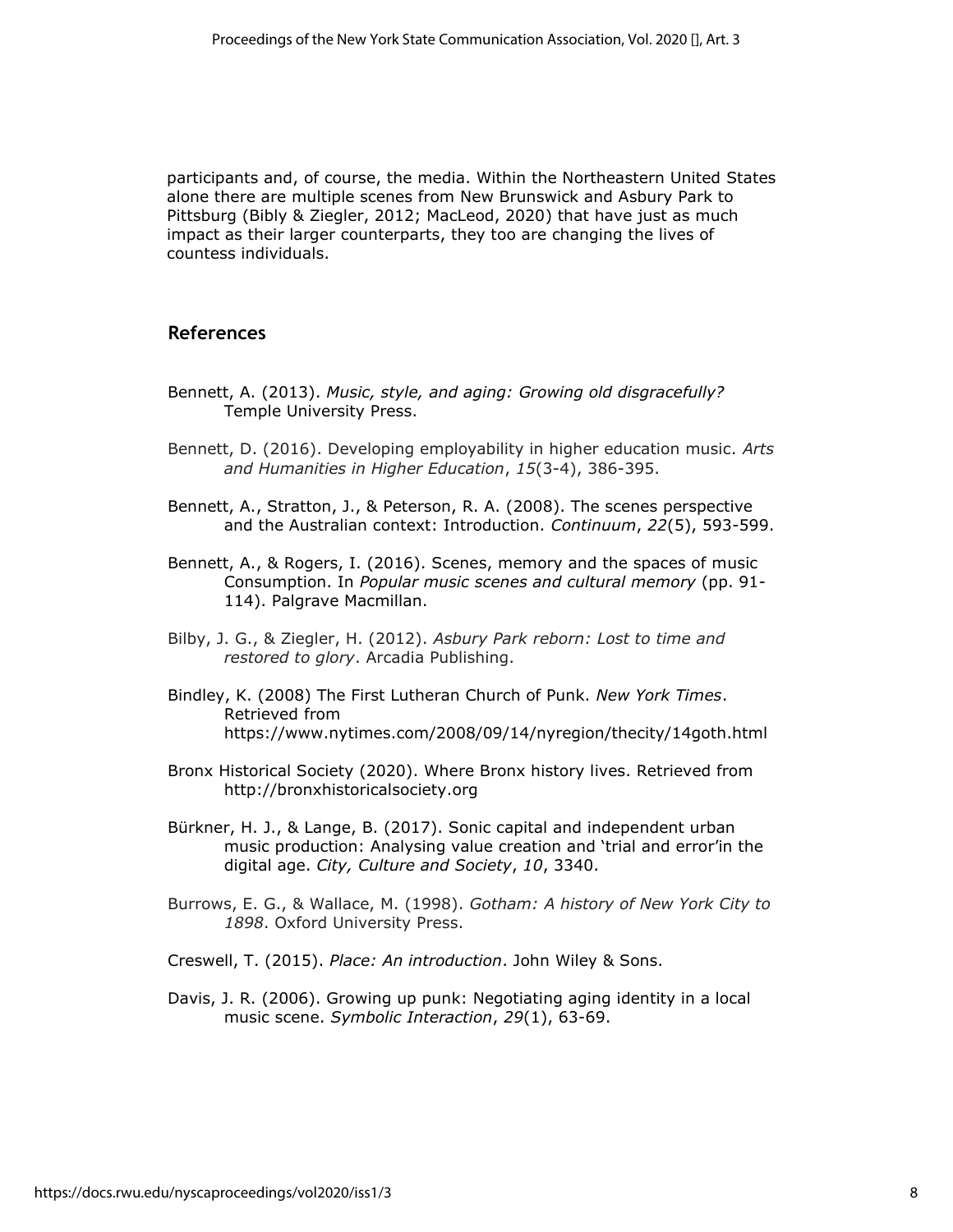participants and, of course, the media. Within the Northeastern United States alone there are multiple scenes from New Brunswick and Asbury Park to Pittsburg (Bibly & Ziegler, 2012; MacLeod, 2020) that have just as much impact as their larger counterparts, they too are changing the lives of countess individuals.

## References

Bennett, A. (2013). *Music, style, and aging: Growing old disgracefully?* Temple University Press.

Bennett, D. (2016). Developing employability in higher education music. *Arts and Humanities in Higher Education*, *15*(3-4), 386-395.

Bennett, A., Stratton, J., & Peterson, R. A. (2008). The scenes perspective and the Australian context: Introduction. *Continuum*, *22*(5), 593-599.

Bennett, A., & Rogers, I. (2016). Scenes, memory and the spaces of music Consumption. In *Popular music scenes and cultural memory* (pp. 91-114). Palgrave Macmillan.

Bilby, J. G., & Ziegler, H. (2012). *Asbury Park reborn: Lost to time and restored to glory*. Arcadia Publishing.

Bindley, K. (2008) The First Lutheran Church of Punk. *New York Times*. Retrieved from https://www.nytimes.com/2008/09/14/nyregion/thecity/14goth.html

Bronx Historical Society (2020). Where Bronx history lives. Retrieved from http://bronxhistoricalsociety.org

Bürkner, H. J., & Lange, B. (2017). Sonic capital and independent urban music production: Analysing value creation and 'trial and error'in the digital age. *City, Culture and Society*, *10*, 3340.

Burrows, E. G., & Wallace, M. (1998). *Gotham: A history of New York City to 1898*. Oxford University Press.

Creswell, T. (2015). *Place: An introduction*. John Wiley & Sons.

Davis, J. R. (2006). Growing up punk: Negotiating aging identity in a local music scene. *Symbolic Interaction*, *29*(1), 63-69.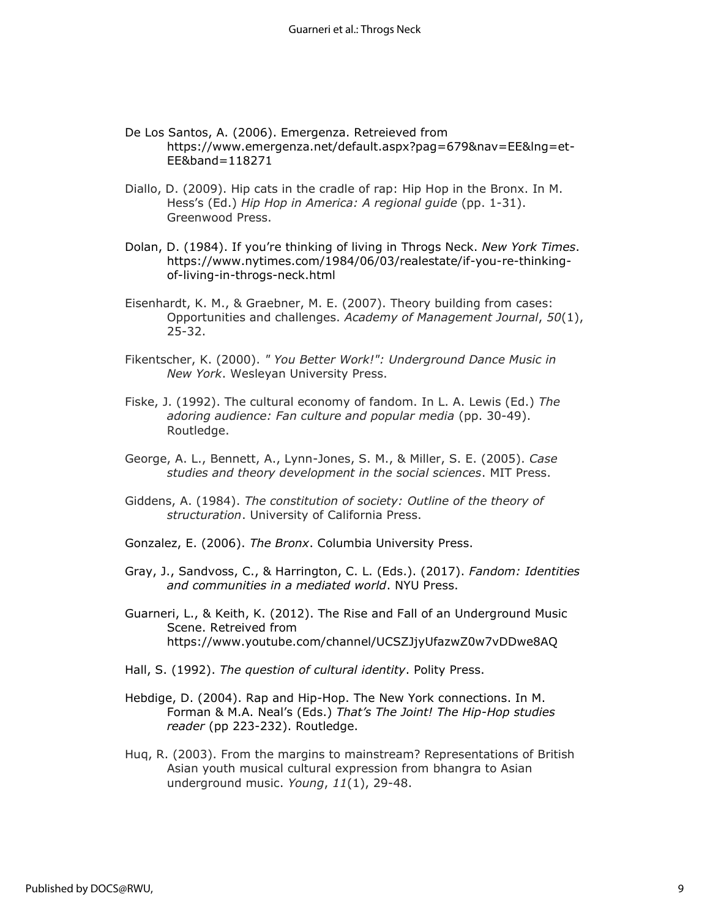De Los Santos, A. (2006). Emergenza. Retreieved from https://www.emergenza.net/default.aspx?pag=679&nav=EE&lng=et-EE&band=118271

Diallo, D. (2009). Hip cats in the cradle of rap: Hip Hop in the Bronx. In M. Hess's (Ed.) *Hip Hop in America: A regional guide* (pp. 1-31). Greenwood Press.

Dolan, D. (1984). If you're thinking of living in Throgs Neck. *New York Times*. https://www.nytimes.com/1984/06/03/realestate/if-you-re-thinking-of-living-in-throgs-neck.html

Eisenhardt, K. M., & Graebner, M. E. (2007). Theory building from cases: Opportunities and challenges. *Academy of Management Journal*, *50*(1), 25-32.

Fikentscher, K. (2000). *" You Better Work!": Underground Dance Music in New York*. Wesleyan University Press.

Fiske, J. (1992). The cultural economy of fandom. In L. A. Lewis (Ed.) *The adoring audience: Fan culture and popular media* (pp. 30-49). Routledge.

George, A. L., Bennett, A., Lynn-Jones, S. M., & Miller, S. E. (2005). *Case studies and theory development in the social sciences*. MIT Press.

Giddens, A. (1984). *The constitution of society: Outline of the theory of structuration*. University of California Press.

Gonzalez, E. (2006). *The Bronx*. Columbia University Press.

Gray, J., Sandvoss, C., & Harrington, C. L. (Eds.). (2017). *Fandom: Identities and communities in a mediated world*. NYU Press.

Guarneri, L., & Keith, K. (2012). The Rise and Fall of an Underground Music Scene. Retreived from https://www.youtube.com/channel/UCSZJjyUfazwZ0w7vDDwe8AQ

Hall, S. (1992). *The question of cultural identity*. Polity Press.

Hebdige, D. (2004). Rap and Hip-Hop. The New York connections. In M. Forman & M.A. Neal's (Eds.) *That's The Joint! The Hip-Hop studies reader* (pp 223-232). Routledge.

Huq, R. (2003). From the margins to mainstream? Representations of British Asian youth musical cultural expression from bhangra to Asian underground music. *Young*, *11*(1), 29-48.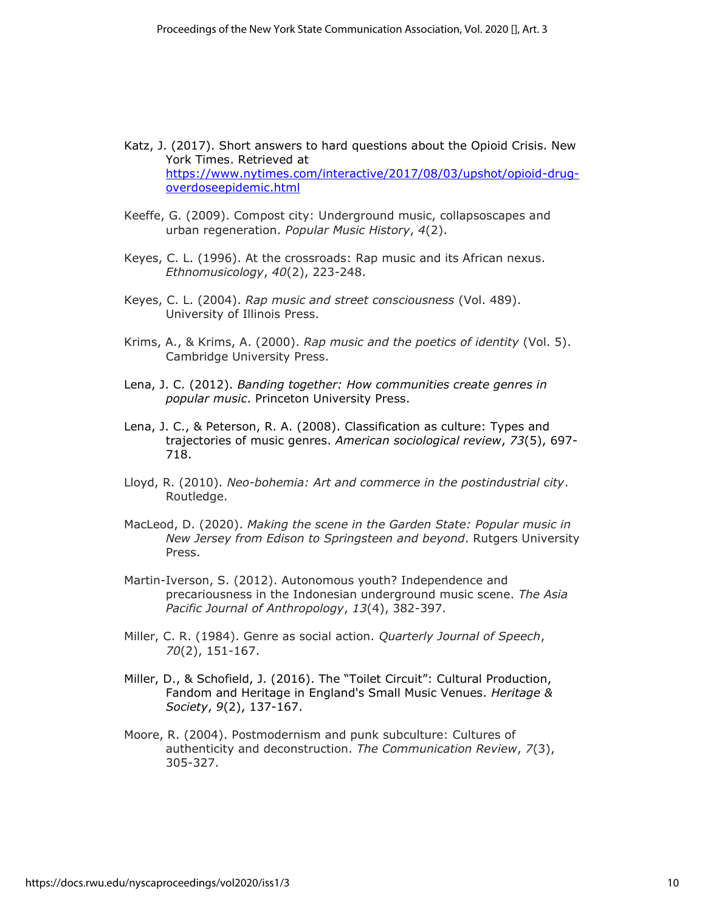Katz, J. (2017). Short answers to hard questions about the Opioid Crisis. New York Times. Retrieved at [https://www.nytimes.com/interactive/2017/08/03/upshot/opioid-drug-overdoseepidemic.html](https://www.nytimes.com/interactive/2017/08/03/upshot/opioid-drug-overdoseepidemic.html)

Keeffe, G. (2009). Compost city: Underground music, collapsoscapes and urban regeneration. *Popular Music History*, *4*(2).

Keyes, C. L. (1996). At the crossroads: Rap music and its African nexus. *Ethnomusicology*, *40*(2), 223-248.

Keyes, C. L. (2004). *Rap music and street consciousness* (Vol. 489). University of Illinois Press.

Krims, A., & Krims, A. (2000). *Rap music and the poetics of identity* (Vol. 5). Cambridge University Press.

Lena, J. C. (2012). *Banding together: How communities create genres in popular music*. Princeton University Press.

Lena, J. C., & Peterson, R. A. (2008). Classification as culture: Types and trajectories of music genres. *American sociological review*, *73*(5), 697-718.

Lloyd, R. (2010). *Neo-bohemia: Art and commerce in the postindustrial city*. Routledge.

MacLeod, D. (2020). *Making the scene in the Garden State: Popular music in New Jersey from Edison to Springsteen and beyond*. Rutgers University Press.

Martin-Iverson, S. (2012). Autonomous youth? Independence and precariousness in the Indonesian underground music scene. *The Asia Pacific Journal of Anthropology*, *13*(4), 382-397.

Miller, C. R. (1984). Genre as social action. *Quarterly Journal of Speech*, *70*(2), 151-167.

Miller, D., & Schofield, J. (2016). The "Toilet Circuit": Cultural Production, Fandom and Heritage in England's Small Music Venues. *Heritage & Society*, *9*(2), 137-167.

Moore, R. (2004). Postmodernism and punk subculture: Cultures of authenticity and deconstruction. *The Communication Review*, *7*(3), 305-327.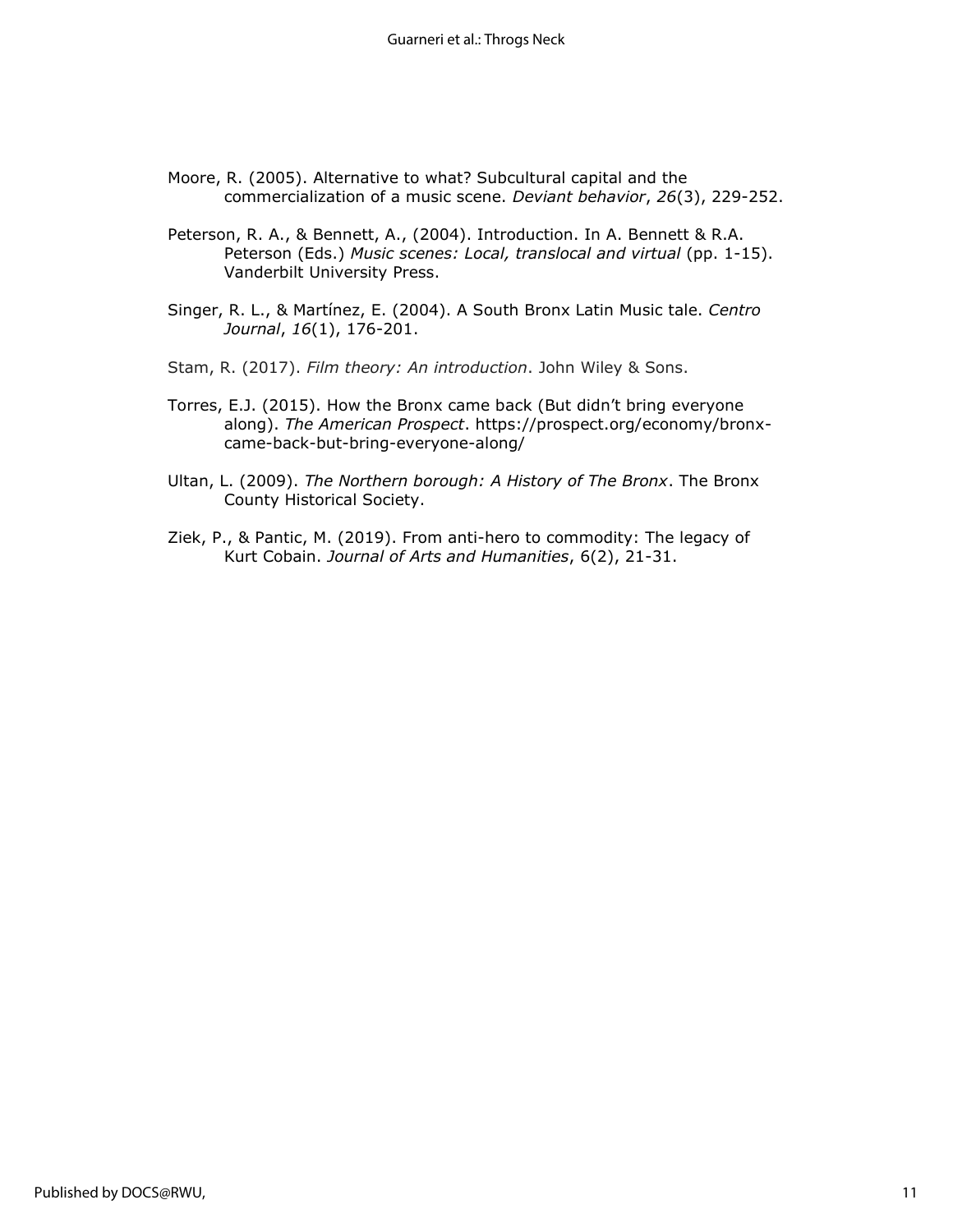Moore, R. (2005). Alternative to what? Subcultural capital and the commercialization of a music scene. *Deviant behavior*, *26*(3), 229-252.

Peterson, R. A., & Bennett, A., (2004). Introduction. In A. Bennett & R.A. Peterson (Eds.) *Music scenes: Local, translocal and virtual* (pp. 1-15). Vanderbilt University Press.

Singer, R. L., & Martínez, E. (2004). A South Bronx Latin Music tale. *Centro Journal*, *16*(1), 176-201.

Stam, R. (2017). *Film theory: An introduction*. John Wiley & Sons.

Torres, E.J. (2015). How the Bronx came back (But didn't bring everyone along). *The American Prospect*. https://prospect.org/economy/bronx-came-back-but-bring-everyone-along/

Ultan, L. (2009). *The Northern borough: A History of The Bronx*. The Bronx County Historical Society.

Ziek, P., & Pantic, M. (2019). From anti-hero to commodity: The legacy of Kurt Cobain. *Journal of Arts and Humanities*, 6(2), 21-31.